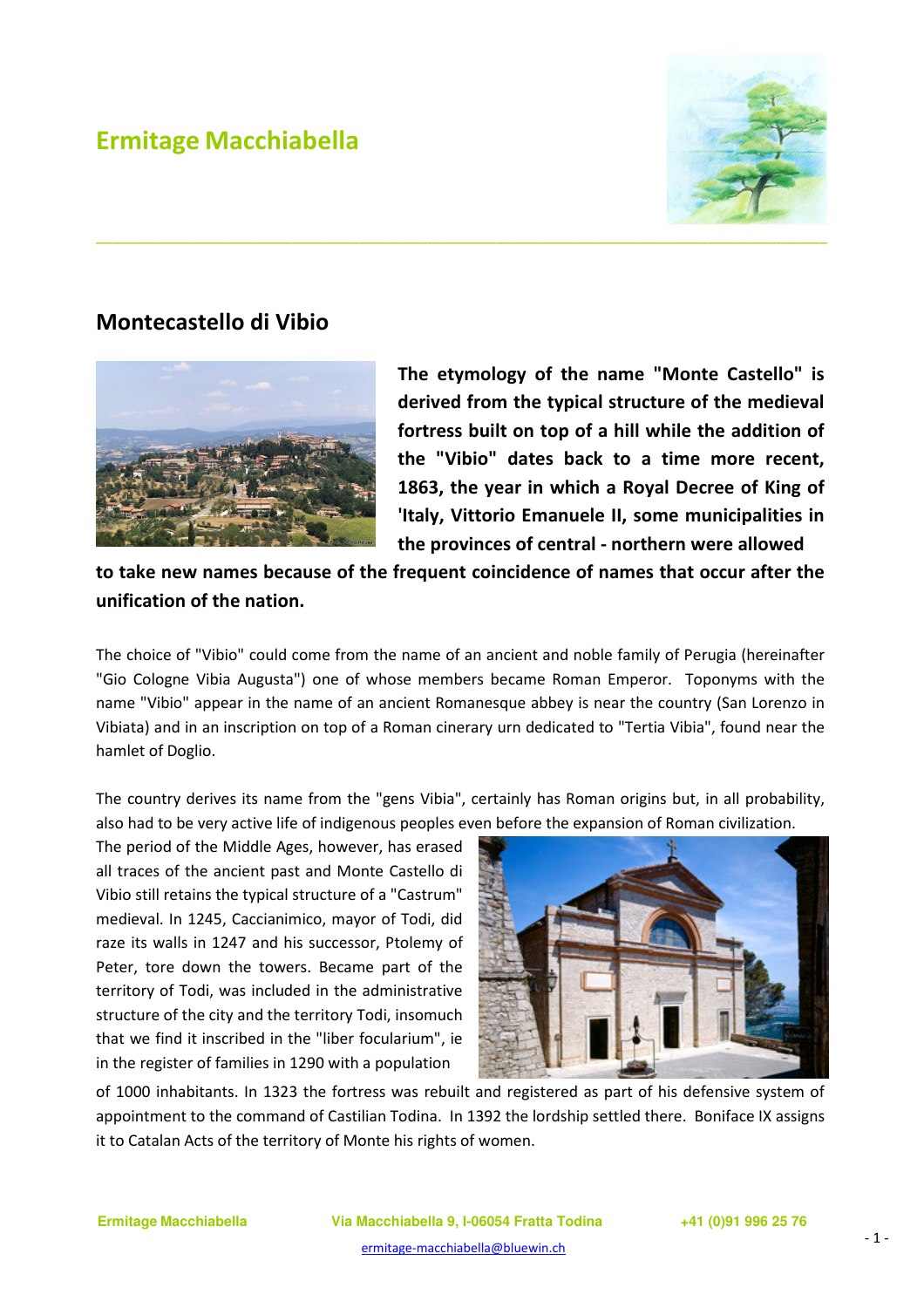# Ermitage Macchiabella

## Montecastello di Vibio

**The etymology of the name "Monte Castello" is derived from the typical structure of the medieval fortress built on top of a hill while the addition of the "Vibio" dates back to a time more recent, 1863, the year in which a Royal Decree of King of 'Italy, Vittorio Emanuele II, some municipalities in the provinces of central - northern were allowed to take new names because of the frequent coincidence of names that occur after the unification of the nation.**

The choice of "Vibio" could come from the name of an ancient and noble family of Perugia (hereinafter "Gio Cologne Vibia Augusta") one of whose members became Roman Emperor. Toponyms with the name "Vibio" appear in the name of an ancient Romanesque abbey is near the country (San Lorenzo in Vibiata) and in an inscription on top of a Roman cinerary urn dedicated to "Tertia Vibia", found near the hamlet of Doglio.

The country derives its name from the "gens Vibia", certainly has Roman origins but, in all probability, also had to be very active life of indigenous peoples even before the expansion of Roman civilization. The period of the Middle Ages, however, has erased all traces of the ancient past and Monte Castello di Vibio still retains the typical structure of a "Castrum" medieval. In 1245, Caccianimico, mayor of Todi, did raze its walls in 1247 and his successor, Ptolemy of Peter, tore down the towers. Became part of the territory of Todi, was included in the administrative structure of the city and the territory Todi, insomuch that we find it inscribed in the "liber focularium", ie in the register of families in 1290 with a population of 1000 inhabitants. In 1323 the fortress was rebuilt and registered as part of his defensive system of appointment to the command of Castilian Todina. In 1392 the lordship settled there. Boniface IX assigns it to Catalan Acts of the territory of Monte his rights of women.

Ermitage Macchiabella | Via Macchiabella 9, I-06054 Fratta Todina | +41 (0)91 996 25 76

ermitage-macchiabella@bluewin.ch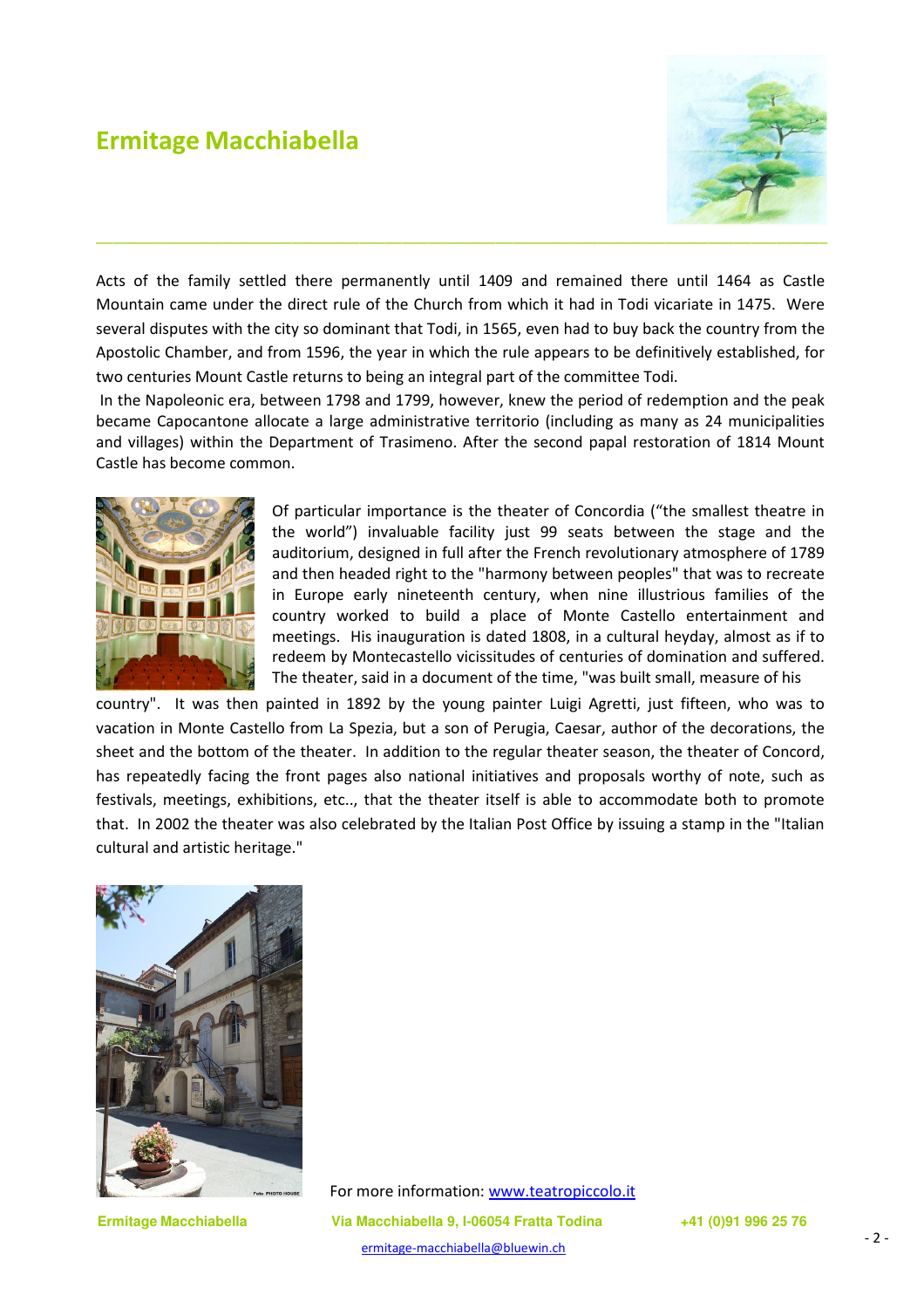# Ermitage Macchiabella

Acts of the family settled there permanently until 1409 and remained there until 1464 as Castle Mountain came under the direct rule of the Church from which it had in Todi vicariate in 1475. Were several disputes with the city so dominant that Todi, in 1565, even had to buy back the country from the Apostolic Chamber, and from 1596, the year in which the rule appears to be definitively established, for two centuries Mount Castle returns to being an integral part of the committee Todi.

In the Napoleonic era, between 1798 and 1799, however, knew the period of redemption and the peak became Capocantone allocate a large administrative territorio (including as many as 24 municipalities and villages) within the Department of Trasimeno. After the second papal restoration of 1814 Mount Castle has become common.

Of particular importance is the theater of Concordia ("the smallest theatre in the world") invaluable facility just 99 seats between the stage and the auditorium, designed in full after the French revolutionary atmosphere of 1789 and then headed right to the "harmony between peoples" that was to recreate in Europe early nineteenth century, when nine illustrious families of the country worked to build a place of Monte Castello entertainment and meetings. His inauguration is dated 1808, in a cultural heyday, almost as if to redeem by Montecastello vicissitudes of centuries of domination and suffered. The theater, said in a document of the time, "was built small, measure of his country". It was then painted in 1892 by the young painter Luigi Agretti, just fifteen, who was to vacation in Monte Castello from La Spezia, but a son of Perugia, Caesar, author of the decorations, the sheet and the bottom of the theater. In addition to the regular theater season, the theater of Concord, has repeatedly facing the front pages also national initiatives and proposals worthy of note, such as festivals, meetings, exhibitions, etc.., that the theater itself is able to accommodate both to promote that. In 2002 the theater was also celebrated by the Italian Post Office by issuing a stamp in the "Italian cultural and artistic heritage."

For more information: www.teatropiccolo.it

**Ermitage Macchiabella** **Via Macchiabella 9, I-06054 Fratta Todina** **+41 (0)91 996 25 76**

ermitage-macchiabella@bluewin.ch